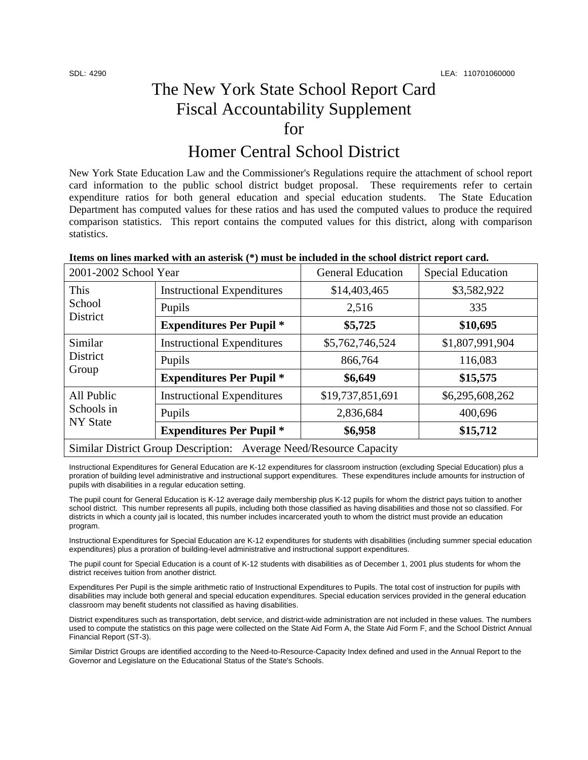SDL: 4290 LEA: 110701060000

# The New York State School Report Card Fiscal Accountability Supplement for Homer Central School District

New York State Education Law and the Commissioner's Regulations require the attachment of school report card information to the public school district budget proposal. These requirements refer to certain expenditure ratios for both general education and special education students. The State Education Department has computed values for these ratios and has used the computed values to produce the required comparison statistics. This report contains the computed values for this district, along with comparison statistics.

**Items on lines marked with an asterisk (*) must be included in the school district report card.**

| 2001-2002 School Year | | General Education | Special Education |
|---|---|---|---|
| This School District | Instructional Expenditures | $14,403,465 | $3,582,922 |
| | Pupils | 2,516 | 335 |
| | **Expenditures Per Pupil *** | **$5,725** | **$10,695** |
| Similar District Group | Instructional Expenditures | $5,762,746,524 | $1,807,991,904 |
| | Pupils | 866,764 | 116,083 |
| | **Expenditures Per Pupil *** | **$6,649** | **$15,575** |
| All Public Schools in NY State | Instructional Expenditures | $19,737,851,691 | $6,295,608,262 |
| | Pupils | 2,836,684 | 400,696 |
| | **Expenditures Per Pupil *** | **$6,958** | **$15,712** |
| Similar District Group Description: Average Need/Resource Capacity | | | |

Instructional Expenditures for General Education are K-12 expenditures for classroom instruction (excluding Special Education) plus a proration of building level administrative and instructional support expenditures. These expenditures include amounts for instruction of pupils with disabilities in a regular education setting.

The pupil count for General Education is K-12 average daily membership plus K-12 pupils for whom the district pays tuition to another school district. This number represents all pupils, including both those classified as having disabilities and those not so classified. For districts in which a county jail is located, this number includes incarcerated youth to whom the district must provide an education program.

Instructional Expenditures for Special Education are K-12 expenditures for students with disabilities (including summer special education expenditures) plus a proration of building-level administrative and instructional support expenditures.

The pupil count for Special Education is a count of K-12 students with disabilities as of December 1, 2001 plus students for whom the district receives tuition from another district.

Expenditures Per Pupil is the simple arithmetic ratio of Instructional Expenditures to Pupils. The total cost of instruction for pupils with disabilities may include both general and special education expenditures. Special education services provided in the general education classroom may benefit students not classified as having disabilities.

District expenditures such as transportation, debt service, and district-wide administration are not included in these values. The numbers used to compute the statistics on this page were collected on the State Aid Form A, the State Aid Form F, and the School District Annual Financial Report (ST-3).

Similar District Groups are identified according to the Need-to-Resource-Capacity Index defined and used in the Annual Report to the Governor and Legislature on the Educational Status of the State's Schools.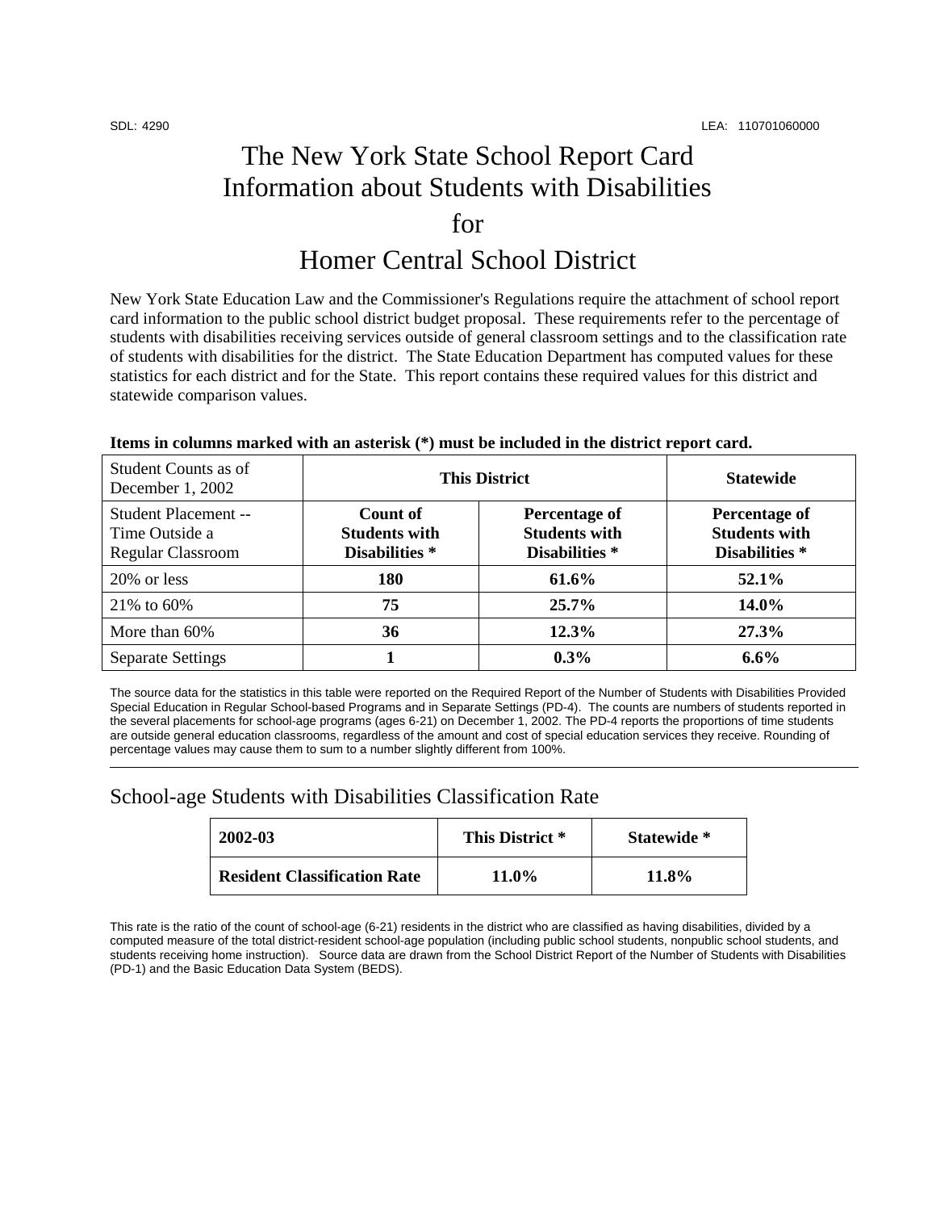SDL: 4290 LEA: 110701060000

# The New York State School Report Card Information about Students with Disabilities for Homer Central School District

New York State Education Law and the Commissioner's Regulations require the attachment of school report card information to the public school district budget proposal. These requirements refer to the percentage of students with disabilities receiving services outside of general classroom settings and to the classification rate of students with disabilities for the district. The State Education Department has computed values for these statistics for each district and for the State. This report contains these required values for this district and statewide comparison values.

**Items in columns marked with an asterisk (*) must be included in the district report card.**

| Student Counts as of December 1, 2002 | **This District** | | **Statewide** |
|---|---|---|---|
| Student Placement -- Time Outside a Regular Classroom | **Count of Students with Disabilities *** | **Percentage of Students with Disabilities *** | **Percentage of Students with Disabilities *** |
| 20% or less | **180** | **61.6%** | **52.1%** |
| 21% to 60% | **75** | **25.7%** | **14.0%** |
| More than 60% | **36** | **12.3%** | **27.3%** |
| Separate Settings | **1** | **0.3%** | **6.6%** |

The source data for the statistics in this table were reported on the Required Report of the Number of Students with Disabilities Provided Special Education in Regular School-based Programs and in Separate Settings (PD-4). The counts are numbers of students reported in the several placements for school-age programs (ages 6-21) on December 1, 2002. The PD-4 reports the proportions of time students are outside general education classrooms, regardless of the amount and cost of special education services they receive. Rounding of percentage values may cause them to sum to a number slightly different from 100%.

## School-age Students with Disabilities Classification Rate

| **2002-03** | **This District *** | **Statewide *** |
|---|---|---|
| **Resident Classification Rate** | **11.0%** | **11.8%** |

This rate is the ratio of the count of school-age (6-21) residents in the district who are classified as having disabilities, divided by a computed measure of the total district-resident school-age population (including public school students, nonpublic school students, and students receiving home instruction). Source data are drawn from the School District Report of the Number of Students with Disabilities (PD-1) and the Basic Education Data System (BEDS).